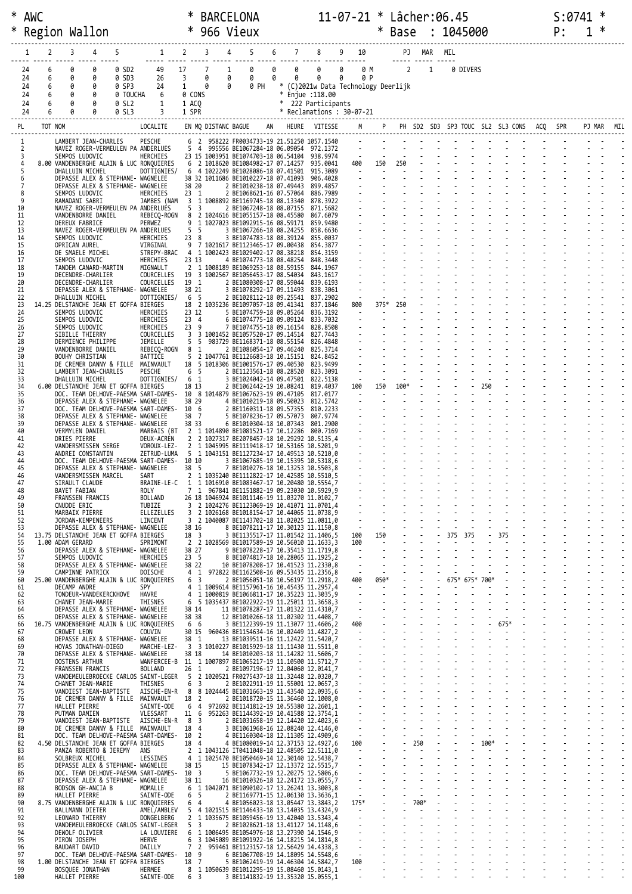\* AWC \* BARCELONA 11-07-21 \* Lâcher:06.45 S:0741 \*
\* Region Wallon \* 966 Vieux \* Base : 1045000 P: 1 \*

| 1 | 2 | 3 | 4 | 5 | | 1 | 2 | 3 | 4 | 5 | 6 | 7 | 8 | 9 | 10 | | PJ | MAR | MIL |
|---|---|---|---|---|---|---|---|---|---|---|---|---|---|---|---|---|---|---|---|
| 24 | 6 | 0 | 0 | 0 | SD2 | 49 | 17 | 7 | 1 | 0 | 0 | 0 | 0 | 0 | 0 | M | 2 | 1 | 0 DIVERS |
| 24 | 6 | 0 | 0 | 0 | SD3 | 26 | 3 | 0 | 0 | 0 | 0 | 0 | 0 | 0 | 0 | P | | | |
| 24 | 6 | 0 | 0 | 0 | SP3 | 24 | 1 | 0 | 0 | 0 | PH | * (C)2021w Data Technology Deerlijk | | | | | | | |
| 24 | 6 | 0 | 0 | 0 | TOUCHA | 6 | 0 CONS | | | | | * Enjue :118.00 | | | | | | | |
| 24 | 6 | 0 | 0 | 0 | SL2 | 1 | 1 ACQ | | | | | * 222 Participants | | | | | | | |
| 24 | 6 | 0 | 0 | 0 | SL3 | 3 | 1 SPR | | | | | * Reclamations : 30-07-21 | | | | | | | |

| PL | TOT | NOM | LOCALITE | EN | MQ | DISTANC | BAGUE | AN | HEURE | VITESSE | M | P | PH | SD2 | SD3 | SP3 | TOUC | SL2 | SL3 | CONS | ACQ | SPR | PJ | MAR | MIL |
|---|---|---|---|---|---|---|---|---|---|---|---|---|---|---|---|---|---|---|---|---|---|---|---|---|---|
| 1 | | LAMBERT JEAN-CHARLES | PESCHE | 6 | 2 | 958222 | FR0034733 | 19 | 21.51250 | 1057.1540 | - | - | - | - | - | - | - | - | - | - | - | - | - | - | - |
| 2 | | NAVEZ ROGER-VERMEULEN PA | ANDERLUES | 5 | 4 | 995556 | BE1067284 | 18 | 06.09054 | 972.1372 | - | - | - | - | - | - | - | - | - | - | - | - | - | - | - |
| 3 | | SEMPOS LUDOVIC | HERCHIES | 23 | 15 | 1003951 | BE1074703 | 18 | 06.54104 | 938.9974 | - | - | - | - | - | - | - | - | - | - | - | - | - | - | - |
| 4 | 8.00 | VANDENBERGHE ALAIN & LUC | RONQUIERES | 6 | 2 | 1018620 | BE1084982 | 17 | 07.14257 | 935.0041 | 400 | 150 | 250 | - | - | - | - | - | - | - | - | - | - | - | - |
| 5 | | DHALLUIN MICHEL | DOTTIGNIES/ | 6 | 4 | 1022249 | BE1028086 | 18 | 07.41501 | 915.3089 | - | - | - | - | - | - | - | - | - | - | - | - | - | - | - |
| 6 | | DEPASSE ALEX & STEPHANE- | WAGNELEE | 38 | 32 | 1011686 | BE1010227 | 18 | 07.41093 | 906.4028 | - | - | - | - | - | - | - | - | - | - | - | - | - | - | - |
| 7 | | DEPASSE ALEX & STEPHANE- | WAGNELEE | 38 | 20 | 2 | BE1010238 | 18 | 07.49443 | 899.4857 | - | - | - | - | - | - | - | - | - | - | - | - | - | - | - |
| 8 | | SEMPOS LUDOVIC | HERCHIES | 23 | 1 | 2 | BE1068621 | 16 | 07.57064 | 886.7989 | - | - | - | - | - | - | - | - | - | - | - | - | - | - | - |
| 9 | | RAMADANI SABRI | JAMBES (NAM | 3 | 1 | 1008892 | BE1169745 | 18 | 08.13340 | 878.3922 | - | - | - | - | - | - | - | - | - | - | - | - | - | - | - |
| 10 | | NAVEZ ROGER-VERMEULEN PA | ANDERLUES | 5 | 3 | 2 | BE1067248 | 18 | 08.07155 | 871.5682 | - | - | - | - | - | - | - | - | - | - | - | - | - | - | - |
| 11 | | VANDENBORRE DANIEL | REBECQ-ROGN | 8 | 2 | 1024616 | BE1055157 | 18 | 08.45580 | 867.6079 | - | - | - | - | - | - | - | - | - | - | - | - | - | - | - |
| 12 | | DEREUX FABRICE | PERWEZ | 9 | 1 | 1027023 | BE1092915 | 16 | 08.59171 | 859.9480 | - | - | - | - | - | - | - | - | - | - | - | - | - | - | - |
| 13 | | NAVEZ ROGER-VERMEULEN PA | ANDERLUES | 5 | 5 | 3 | BE1067266 | 18 | 08.24255 | 858.6636 | - | - | - | - | - | - | - | - | - | - | - | - | - | - | - |
| 14 | | SEMPOS LUDOVIC | HERCHIES | 23 | 8 | 3 | BE1074783 | 18 | 08.39124 | 855.0037 | - | - | - | - | - | - | - | - | - | - | - | - | - | - | - |
| 15 | | OPRICAN AUREL | VIRGINAL | 9 | 7 | 1021617 | BE1123465 | 17 | 09.00438 | 854.3877 | - | - | - | - | - | - | - | - | - | - | - | - | - | - | - |
| 16 | | DE SMAELE MICHEL | STREPY-BRAC | 4 | 1 | 1002423 | BE1029402 | 17 | 08.38218 | 854.3159 | - | - | - | - | - | - | - | - | - | - | - | - | - | - | - |
| 17 | | SEMPOS LUDOVIC | HERCHIES | 23 | 13 | 4 | BE1074773 | 18 | 08.48254 | 848.3448 | - | - | - | - | - | - | - | - | - | - | - | - | - | - | - |
| 18 | | TANDEM CANARD-MARTIN | MIGNAULT | 2 | 1 | 1008189 | BE1069253 | 18 | 08.59155 | 844.1967 | - | - | - | - | - | - | - | - | - | - | - | - | - | - | - |
| 19 | | DECENDRE-CHARLIER | COURCELLES | 19 | 3 | 1002567 | BE1056453 | 17 | 08.54034 | 843.1617 | - | - | - | - | - | - | - | - | - | - | - | - | - | - | - |
| 20 | | DECENDRE-CHARLIER | COURCELLES | 19 | 1 | 2 | BE1080308 | 17 | 08.59044 | 839.6193 | - | - | - | - | - | - | - | - | - | - | - | - | - | - | - |
| 21 | | DEPASSE ALEX & STEPHANE- | WAGNELEE | 38 | 21 | 3 | BE1078292 | 17 | 09.11493 | 838.3061 | - | - | - | - | - | - | - | - | - | - | - | - | - | - | - |
| 22 | | DHALLUIN MICHEL | DOTTIGNIES/ | 6 | 5 | 2 | BE1028112 | 18 | 09.25541 | 837.2902 | - | - | - | - | - | - | - | - | - | - | - | - | - | - | - |
| 23 | 14.25 | DELSTANCHE JEAN ET GOFFA | BIERGES | 18 | 2 | 1035236 | BE1097057 | 18 | 09.41341 | 837.1846 | 800 | 375* | 250 | - | - | - | - | - | - | - | - | - | - | - | - |
| 24 | | SEMPOS LUDOVIC | HERCHIES | 23 | 12 | 5 | BE1074759 | 18 | 09.05264 | 836.3192 | - | - | - | - | - | - | - | - | - | - | - | - | - | - | - |
| 25 | | SEMPOS LUDOVIC | HERCHIES | 23 | 4 | 6 | BE1074775 | 18 | 09.09124 | 833.7032 | - | - | - | - | - | - | - | - | - | - | - | - | - | - | - |
| 26 | | SEMPOS LUDOVIC | HERCHIES | 23 | 9 | 7 | BE1074755 | 18 | 09.16154 | 828.8508 | - | - | - | - | - | - | - | - | - | - | - | - | - | - | - |
| 27 | | SIBILLE THIERRY | COURCELLES | 3 | 3 | 1001452 | BE1057520 | 17 | 09.14514 | 827.7443 | - | - | - | - | - | - | - | - | - | - | - | - | - | - | - |
| 28 | | DERMIENCE PHILIPPE | JEMELLE | 5 | 5 | 983729 | BE1168371 | 18 | 08.55154 | 826.4848 | - | - | - | - | - | - | - | - | - | - | - | - | - | - | - |
| 29 | | VANDENBORRE DANIEL | REBECQ-ROGN | 8 | 1 | 2 | BE1086054 | 17 | 09.46240 | 825.3714 | - | - | - | - | - | - | - | - | - | - | - | - | - | - | - |
| 30 | | BOUHY CHRISTIAN | BATTICE | 5 | 2 | 1047761 | BE1126683 | 18 | 10.15151 | 824.8452 | - | - | - | - | - | - | - | - | - | - | - | - | - | - | - |
| 31 | | DE CREMER DANNY & FILLE | MAINVAULT | 18 | 5 | 1018306 | BE1001576 | 17 | 09.40530 | 823.9499 | - | - | - | - | - | - | - | - | - | - | - | - | - | - | - |
| 32 | | LAMBERT JEAN-CHARLES | PESCHE | 6 | 5 | 2 | BE1123561 | 18 | 08.28520 | 823.3091 | - | - | - | - | - | - | - | - | - | - | - | - | - | - | - |
| 33 | | DHALLUIN MICHEL | DOTTIGNIES/ | 6 | 1 | 3 | BE1024042 | 14 | 09.47501 | 822.5138 | - | - | - | - | - | - | - | - | - | - | - | - | - | - | - |
| 34 | 6.00 | DELSTANCHE JEAN ET GOFFA | BIERGES | 18 | 13 | 2 | BE1062442 | 19 | 10.08241 | 819.4037 | 100 | 150 | 100* | - | - | - | - | 250 | - | - | - | - | - | - | - |
| 35 | | DOC. TEAM DELHOVE-PAESMA | SART-DAMES- | 10 | 8 | 1014879 | BE1067623 | 19 | 09.47105 | 817.0177 | - | - | - | - | - | - | - | - | - | - | - | - | - | - | - |
| 36 | | DEPASSE ALEX & STEPHANE- | WAGNELEE | 38 | 29 | 4 | BE1010219 | 18 | 09.50023 | 812.5742 | - | - | - | - | - | - | - | - | - | - | - | - | - | - | - |
| 37 | | DOC. TEAM DELHOVE-PAESMA | SART-DAMES- | 10 | 6 | 2 | BE1160311 | 18 | 09.57335 | 810.2233 | - | - | - | - | - | - | - | - | - | - | - | - | - | - | - |
| 38 | | DEPASSE ALEX & STEPHANE- | WAGNELEE | 38 | 7 | 5 | BE1078236 | 17 | 09.57073 | 807.9774 | - | - | - | - | - | - | - | - | - | - | - | - | - | - | - |
| 39 | | DEPASSE ALEX & STEPHANE- | WAGNELEE | 38 | 33 | 6 | BE1010304 | 18 | 10.07343 | 801.2900 | - | - | - | - | - | - | - | - | - | - | - | - | - | - | - |
| 40 | | VERMYLEN DANIEL | MARBAIS (BT | 2 | 1 | 1014890 | BE1081521 | 17 | 10.12286 | 800.7169 | - | - | - | - | - | - | - | - | - | - | - | - | - | - | - |
| 41 | | DRIES PIERRE | DEUX-ACREN | 2 | 2 | 1027317 | BE2078457 | 18 | 10.29292 | 10.5135,4 | - | - | - | - | - | - | - | - | - | - | - | - | - | - | - |
| 42 | | VANDERSMISSEN SERGE | VOROUX-LEZ- | 2 | 1 | 1045995 | BE1119418 | 17 | 10.53165 | 10.5201,9 | - | - | - | - | - | - | - | - | - | - | - | - | - | - | - |
| 43 | | ANDREI CONSTANTIN | ZETRUD-LUMA | 5 | 1 | 1043151 | BE1127234 | 17 | 10.49513 | 10.5210,0 | - | - | - | - | - | - | - | - | - | - | - | - | - | - | - |
| 44 | | DOC. TEAM DELHOVE-PAESMA | SART-DAMES- | 10 | 10 | 3 | BE1067685 | 19 | 10.15395 | 10.5318,6 | - | - | - | - | - | - | - | - | - | - | - | - | - | - | - |
| 45 | | DEPASSE ALEX & STEPHANE- | WAGNELEE | 38 | 5 | 7 | BE1010276 | 18 | 10.13253 | 10.5503,8 | - | - | - | - | - | - | - | - | - | - | - | - | - | - | - |
| 46 | | VANDERSMISSEN MARCEL | SART | 2 | 1 | 1035240 | BE1112822 | 17 | 10.42585 | 10.5510,5 | - | - | - | - | - | - | - | - | - | - | - | - | - | - | - |
| 47 | | SIRAULT CLAUDE | BRAINE-LE-C | 1 | 1 | 1016910 | BE1083467 | 17 | 10.20480 | 10.5554,7 | - | - | - | - | - | - | - | - | - | - | - | - | - | - | - |
| 48 | | BAYET FABIAN | ROLY | 7 | 1 | 967841 | BE1151882 | 19 | 09.23030 | 10.5929,9 | - | - | - | - | - | - | - | - | - | - | - | - | - | - | - |
| 49 | | FRANSSEN FRANCIS | BOLLAND | 26 | 18 | 1046924 | BE1011146 | 19 | 11.03270 | 11.0102,7 | - | - | - | - | - | - | - | - | - | - | - | - | - | - | - |
| 50 | | CNUDDE ERIC | TUBIZE | 3 | 2 | 1024276 | BE1123069 | 19 | 10.41071 | 11.0701,4 | - | - | - | - | - | - | - | - | - | - | - | - | - | - | - |
| 51 | | MARBAIX PIERRE | ELLEZELLES | 3 | 2 | 1026168 | BE1018154 | 17 | 10.44065 | 11.0738,9 | - | - | - | - | - | - | - | - | - | - | - | - | - | - | - |
| 52 | | JORDAN-KEMPENEERS | LINCENT | 3 | 2 | 1040087 | BE1143702 | 18 | 11.02025 | 11.0811,0 | - | - | - | - | - | - | - | - | - | - | - | - | - | - | - |
| 53 | | DEPASSE ALEX & STEPHANE- | WAGNELEE | 38 | 16 | 8 | BE1078211 | 17 | 10.30123 | 11.1150,8 | - | - | - | - | - | - | - | - | - | - | - | - | - | - | - |
| 54 | 13.75 | DELSTANCHE JEAN ET GOFFA | BIERGES | 18 | 3 | 3 | BE1135517 | 17 | 11.01542 | 11.1406,5 | 100 | 150 | - | - | - | 375 | 375 | - | 375 | - | - | - | - | - | - |
| 55 | 1.00 | ADAM GERARD | SPRIMONT | 2 | 2 | 1028569 | BE1017589 | 19 | 10.56010 | 11.1633,3 | 100 | - | - | - | - | - | - | - | - | - | - | - | - | - | - |
| 56 | | DEPASSE ALEX & STEPHANE- | WAGNELEE | 38 | 27 | 9 | BE1078228 | 17 | 10.35413 | 11.1719,8 | - | - | - | - | - | - | - | - | - | - | - | - | - | - | - |
| 57 | | SEMPOS LUDOVIC | HERCHIES | 23 | 5 | 8 | BE1074817 | 18 | 10.28065 | 11.1925,2 | - | - | - | - | - | - | - | - | - | - | - | - | - | - | - |
| 58 | | DEPASSE ALEX & STEPHANE- | WAGNELEE | 38 | 22 | 10 | BE1078208 | 17 | 10.41523 | 11.2330,8 | - | - | - | - | - | - | - | - | - | - | - | - | - | - | - |
| 59 | | CAMPINNE PATRICK | DOISCHE | 4 | 1 | 972822 | BE1162508 | 16 | 09.53435 | 11.2356,8 | - | - | - | - | - | - | - | - | - | - | - | - | - | - | - |
| 60 | 25.00 | VANDENBERGHE ALAIN & LUC | RONQUIERES | 6 | 3 | 2 | BE1056051 | 18 | 10.56197 | 11.2918,2 | 400 | 050* | - | - | - | 675* | 675* | 700* | - | - | - | - | - | - | - |
| 61 | | DECAMP ANDRE | SPY | 4 | 1 | 1009614 | BE1157961 | 16 | 10.45435 | 11.2957,4 | - | - | - | - | - | - | - | - | - | - | - | - | - | - | - |
| 62 | | TONDEUR-VANDEKERCKHOVE | HAVRE | 4 | 1 | 1000819 | BE1066811 | 17 | 10.35223 | 11.3035,9 | - | - | - | - | - | - | - | - | - | - | - | - | - | - | - |
| 63 | | CHANET JEAN-MARIE | THISNES | 6 | 5 | 1035437 | BE1022922 | 19 | 11.25011 | 11.3658,3 | - | - | - | - | - | - | - | - | - | - | - | - | - | - | - |
| 64 | | DEPASSE ALEX & STEPHANE- | WAGNELEE | 38 | 14 | 11 | BE1078287 | 17 | 11.01322 | 11.4310,7 | - | - | - | - | - | - | - | - | - | - | - | - | - | - | - |
| 65 | | DEPASSE ALEX & STEPHANE- | WAGNELEE | 38 | 38 | 12 | BE1010266 | 18 | 11.02302 | 11.4408,7 | - | - | - | - | - | - | - | - | - | - | - | - | - | - | - |
| 66 | 10.75 | VANDENBERGHE ALAIN & LUC | RONQUIERES | 6 | 6 | 3 | BE1122399 | 19 | 11.13077 | 11.4606,2 | 400 | - | - | - | - | - | - | - | 675* | - | - | - | - | - | - |
| 67 | | CROWET LEON | COUVIN | 30 | 15 | 960436 | BE1154634 | 16 | 10.02449 | 11.4827,2 | - | - | - | - | - | - | - | - | - | - | - | - | - | - | - |
| 68 | | DEPASSE ALEX & STEPHANE- | WAGNELEE | 38 | 1 | 13 | BE1039511 | 16 | 11.12422 | 11.5420,7 | - | - | - | - | - | - | - | - | - | - | - | - | - | - | - |
| 69 | | HOYAS JONATHAN-DIEGO | MARCHE-LEZ- | 3 | 3 | 1010227 | BE1015929 | 18 | 11.11430 | 11.5511,0 | - | - | - | - | - | - | - | - | - | - | - | - | - | - | - |
| 70 | | DEPASSE ALEX & STEPHANE- | WAGNELEE | 38 | 18 | 14 | BE1010203 | 18 | 11.14282 | 11.5606,7 | - | - | - | - | - | - | - | - | - | - | - | - | - | - | - |
| 71 | | OOSTENS ARTHUR | WANFERCEE-B | 11 | 1 | 1007897 | BE1065217 | 19 | 11.10500 | 11.5712,7 | - | - | - | - | - | - | - | - | - | - | - | - | - | - | - |
| 72 | | FRANSSEN FRANCIS | BOLLAND | 26 | 1 | 2 | BE1097196 | 17 | 12.04060 | 12.0141,7 | - | - | - | - | - | - | - | - | - | - | - | - | - | - | - |
| 73 | | VANDEMEULEBROECKE CARLOS | SAINT-LEGER | 5 | 2 | 1020521 | FR0257437 | 18 | 11.32448 | 12.0320,7 | - | - | - | - | - | - | - | - | - | - | - | - | - | - | - |
| 74 | | CHANET JEAN-MARIE | THISNES | 6 | 3 | 2 | BE1022911 | 19 | 11.55001 | 12.0657,3 | - | - | - | - | - | - | - | - | - | - | - | - | - | - | - |
| 75 | | VANDIEST JEAN-BAPTISTE | AISCHE-EN-R | 8 | 8 | 1024445 | BE1031663 | 19 | 11.43540 | 12.0935,6 | - | - | - | - | - | - | - | - | - | - | - | - | - | - | - |
| 76 | | DE CREMER DANNY & FILLE | MAINVAULT | 18 | 2 | 2 | BE1018720 | 15 | 11.36460 | 12.1008,0 | - | - | - | - | - | - | - | - | - | - | - | - | - | - | - |
| 77 | | HALLET PIERRE | SAINTE-ODE | 6 | 4 | 972692 | BE1141812 | 19 | 10.55380 | 12.2601,1 | - | - | - | - | - | - | - | - | - | - | - | - | - | - | - |
| 78 | | PUTMAN DAMIEN | VLESSART | 11 | 6 | 952263 | BE1144392 | 19 | 10.41588 | 12.3754,1 | - | - | - | - | - | - | - | - | - | - | - | - | - | - | - |
| 79 | | VANDIEST JEAN-BAPTISTE | AISCHE-EN-R | 8 | 3 | 2 | BE1031658 | 19 | 12.14420 | 12.4023,6 | - | - | - | - | - | - | - | - | - | - | - | - | - | - | - |
| 80 | | DE CREMER DANNY & FILLE | MAINVAULT | 18 | 4 | 3 | BE1061968 | 16 | 12.08240 | 12.4146,0 | - | - | - | - | - | - | - | - | - | - | - | - | - | - | - |
| 81 | | DOC. TEAM DELHOVE-PAESMA | SART-DAMES- | 10 | 2 | 4 | BE1160304 | 18 | 12.11305 | 12.4909,6 | - | - | - | - | - | - | - | - | - | - | - | - | - | - | - |
| 82 | 4.50 | DELSTANCHE JEAN ET GOFFA | BIERGES | 18 | 4 | 4 | BE1080019 | 14 | 12.37153 | 12.4927,6 | 100 | - | 250 | - | - | - | - | 100* | - | - | - | - | - | - | - |
| 83 | | PANZA ROBERTO & JEREMY | ANS | 2 | 1 | 1043126 | IT0411048 | 18 | 12.48505 | 12.5111,0 | - | - | - | - | - | - | - | - | - | - | - | - | - | - | - |
| 84 | | SOLBREUX MICHEL | LESSINES | 4 | 1 | 1025470 | BE1050469 | 14 | 12.30140 | 12.5438,7 | - | - | - | - | - | - | - | - | - | - | - | - | - | - | - |
| 85 | | DEPASSE ALEX & STEPHANE- | WAGNELEE | 38 | 15 | 15 | BE1078342 | 17 | 12.13372 | 12.5515,7 | - | - | - | - | - | - | - | - | - | - | - | - | - | - | - |
| 86 | | DOC. TEAM DELHOVE-PAESMA | SART-DAMES- | 10 | 3 | 5 | BE1067732 | 19 | 12.20275 | 12.5806,6 | - | - | - | - | - | - | - | - | - | - | - | - | - | - | - |
| 87 | | DEPASSE ALEX & STEPHANE- | WAGNELEE | 38 | 11 | 16 | BE1010326 | 18 | 12.24172 | 13.0555,7 | - | - | - | - | - | - | - | - | - | - | - | - | - | - | - |
| 88 | | BODSON GH-ANCIA B | MOMALLE | 6 | 1 | 1042071 | BE1090102 | 17 | 13.26241 | 13.3003,8 | - | - | - | - | - | - | - | - | - | - | - | - | - | - | - |
| 89 | | HALLET PIERRE | SAINTE-ODE | 6 | 5 | 2 | BE1169771 | 15 | 12.06130 | 13.3636,1 | - | - | - | - | - | - | - | - | - | - | - | - | - | - | - |
| 90 | 8.75 | VANDENBERGHE ALAIN & LUC | RONQUIERES | 6 | 4 | 4 | BE1056023 | 18 | 13.05447 | 13.3843,2 | 175* | - | - | 700* | - | - | - | - | - | - | - | - | - | - | - |
| 91 | | BALLMANN DIETER | AMEL/AMBLEV | 5 | 4 | 1021515 | BE1146433 | 18 | 13.14035 | 13.4324,9 | - | - | - | - | - | - | - | - | - | - | - | - | - | - | - |
| 92 | | LEONARD THIERRY | DONGELBERG | 2 | 1 | 1035675 | BE1059456 | 19 | 13.42040 | 13.5343,4 | - | - | - | - | - | - | - | - | - | - | - | - | - | - | - |
| 93 | | VANDEMEULEBROECKE CARLOS | SAINT-LEGER | 5 | 3 | 2 | BE1082621 | 18 | 13.41127 | 14.1148,6 | - | - | - | - | - | - | - | - | - | - | - | - | - | - | - |
| 94 | | DEWOLF OLIVIER | LA LOUVIERE | 6 | 1 | 1006495 | BE1054976 | 18 | 13.27390 | 14.1546,9 | - | - | - | - | - | - | - | - | - | - | - | - | - | - | - |
| 95 | | PIRON JOSEPH | BRAIVES | 6 | 3 | 1045089 | BE1091922 | 16 | 14.18215 | 14.1814,8 | - | - | - | - | - | - | - | - | - | - | - | - | - | - | - |
| 96 | | BAUDART DAVID | DAILLY | 7 | 2 | 959461 | BE1123157 | 18 | 12.56429 | 14.4338,3 | - | - | - | - | - | - | - | - | - | - | - | - | - | - | - |
| 97 | | DOC. TEAM DELHOVE-PAESMA | SART-DAMES- | 10 | 9 | 6 | BE1067708 | 19 | 14.18095 | 14.5548,6 | - | - | - | - | - | - | - | - | - | - | - | - | - | - | - |
| 98 | 1.00 | DELSTANCHE JEAN ET GOFFA | BIERGES | 18 | 7 | 5 | BE1062419 | 19 | 14.46304 | 14.5842,7 | 100 | - | - | - | - | - | - | - | - | - | - | - | - | - | - |
| 99 | | BOSQUEE JONATHAN | HERMEE | 8 | 1 | 1050639 | BE1012295 | 19 | 15.08460 | 15.0143,1 | - | - | - | - | - | - | - | - | - | - | - | - | - | - | - |
| 100 | | HALLET PIERRE | SAINTE-ODE | 6 | 3 | 3 | BE1141832 | 19 | 13.35320 | 15.0555,1 | - | - | - | - | - | - | - | - | - | - | - | - | - | - | - |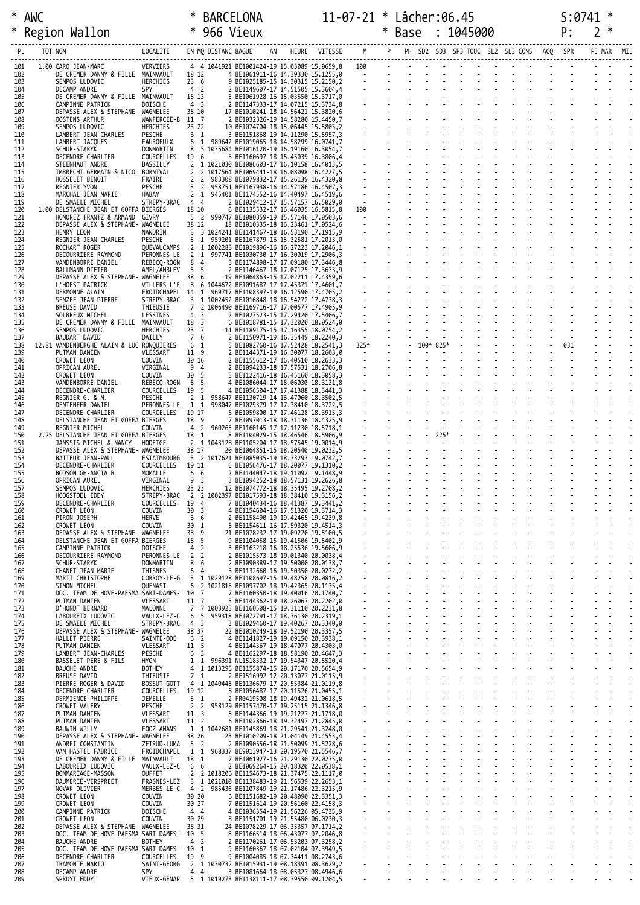\* AWC \* BARCELONA 11-07-21 \* Lâcher:06.45 S:0741 \*
\* Region Wallon \* 966 Vieux \* Base : 1045000

| PL | TOT | NOM | LOCALITE | EN | MQ | DISTANC | BAGUE AN | HEURE | VITESSE | M | P | PH | SD2 | SD3 | SP3 | TOUC | SL2 | SL3 | CONS | ACQ | SPR | PJ | MAR | MIL |
|---|---|---|---|---|---|---|---|---|---|---|---|---|---|---|---|---|---|---|---|---|---|---|---|---|
| 101 | 1.00 | CARO JEAN-MARC | VERVIERS | 4 | 4 | 1041921 | BE1001424-19 | 15.03089 | 15.0659,8 | 100 | - | - | - | - | - | - | - | - | - | - | - | - | - | - |
| 102 | | DE CREMER DANNY & FILLE | MAINVAULT | 18 | 12 | 6 | BE1061416-16 | 14.39330 | 15.1255,0 | - | - | - | - | - | - | - | - | - | - | - | - | - | - | - |
| 103 | | SEMPOS LUDOVIC | HERCHIES | 23 | 6 | 9 | BE1025185-15 | 14.30315 | 15.2150,2 | - | - | - | - | - | - | - | - | - | - | - | - | - | - | - |
| 104 | | DECAMP ANDRE | SPY | 4 | 2 | 2 | BE1149607-17 | 14.51505 | 15.3604,4 | - | - | - | - | - | - | - | - | - | - | - | - | - | - | - |
| 105 | | DE CREMER DANNY & FILLE | MAINVAULT | 18 | 13 | 5 | BE1061928-16 | 15.03550 | 15.3717,0 | - | - | - | - | - | - | - | - | - | - | - | - | - | - | - |
| 106 | | CAMPINNE PATRICK | DOISCHE | 4 | 3 | 2 | BE1147333-17 | 14.07215 | 15.3734,8 | - | - | - | - | - | - | - | - | - | - | - | - | - | - | - |
| 107 | | DEPASSE ALEX & STEPHANE- | WAGNELEE | 38 | 10 | 17 | BE1010241-18 | 14.56421 | 15.3820,6 | - | - | - | - | - | - | - | - | - | - | - | - | - | - | - |
| 108 | | OOSTENS ARTHUR | WANFERCEE-B | 11 | 7 | 2 | BE1032326-19 | 14.58280 | 15.4450,7 | - | - | - | - | - | - | - | - | - | - | - | - | - | - | - |
| 109 | | SEMPOS LUDOVIC | HERCHIES | 23 | 22 | 10 | BE1074704-18 | 15.06445 | 15.5803,2 | - | - | - | - | - | - | - | - | - | - | - | - | - | - | - |
| 110 | | LAMBERT JEAN-CHARLES | PESCHE | 6 | 1 | 3 | BE1151868-19 | 14.11290 | 15.5957,3 | - | - | - | - | - | - | - | - | - | - | - | - | - | - | - |
| 111 | | LAMBERT JACQUES | FAUROEULX | 6 | 1 | 989642 | BE1019065-18 | 14.58299 | 16.0741,7 | - | - | - | - | - | - | - | - | - | - | - | - | - | - | - |
| 112 | | SCHUR-STARYK | DONMARTIN | 8 | 5 | 1035684 | BE1016120-19 | 16.19160 | 16.3054,7 | - | - | - | - | - | - | - | - | - | - | - | - | - | - | - |
| 113 | | DECENDRE-CHARLIER | COURCELLES | 19 | 6 | 3 | BE1160697-18 | 15.45039 | 15.3806,4 | - | - | - | - | - | - | - | - | - | - | - | - | - | - | - |
| 114 | | STEENHAUT ANDRE | BASSILLY | 2 | 1 | 1021030 | BE1086603-17 | 16.10158 | 16.4013,5 | - | - | - | - | - | - | - | - | - | - | - | - | - | - | - |
| 115 | | IMBRECHT GERMAIN & NICOL | BORNIVAL | 2 | 2 | 1017564 | BE1069441-18 | 16.08098 | 16.4227,5 | - | - | - | - | - | - | - | - | - | - | - | - | - | - | - |
| 116 | | HOSSELET BENOIT | FRAIRE | 2 | 2 | 983308 | BE1079832-17 | 15.26139 | 16.4320,8 | - | - | - | - | - | - | - | - | - | - | - | - | - | - | - |
| 117 | | REGNIER YVON | PESCHE | 3 | 2 | 958751 | BE1167938-16 | 14.57186 | 16.4507,3 | - | - | - | - | - | - | - | - | - | - | - | - | - | - | - |
| 118 | | MARCHAL JEAN MARIE | HABAY | 2 | 1 | 945401 | BE1174552-16 | 14.40497 | 16.4519,6 | - | - | - | - | - | - | - | - | - | - | - | - | - | - | - |
| 119 | | DE SMAELE MICHEL | STREPY-BRAC | 4 | 4 | 2 | BE1029412-17 | 15.57157 | 16.5029,0 | - | - | - | - | - | - | - | - | - | - | - | - | - | - | - |
| 120 | 1.00 | DELSTANCHE JEAN ET GOFFA | BIERGES | 18 | 10 | 6 | BE1135532-17 | 16.46035 | 16.5815,8 | 100 | - | - | - | - | - | - | - | - | - | - | - | - | - | - |
| 121 | | HONOREZ FRANTZ & ARMAND | GIVRY | 5 | 2 | 990747 | BE1080359-19 | 15.57146 | 17.0503,6 | - | - | - | - | - | - | - | - | - | - | - | - | - | - | - |
| 122 | | DEPASSE ALEX & STEPHANE- | WAGNELEE | 38 | 12 | 18 | BE1010335-18 | 16.23461 | 17.0524,6 | - | - | - | - | - | - | - | - | - | - | - | - | - | - | - |
| 123 | | HENRY LEON | NANDRIN | 3 | 3 | 1024241 | BE1141467-18 | 16.53190 | 17.1915,9 | - | - | - | - | - | - | - | - | - | - | - | - | - | - | - |
| 124 | | REGNIER JEAN-CHARLES | PESCHE | 5 | 1 | 959201 | BE1167879-16 | 15.32581 | 17.2013,0 | - | - | - | - | - | - | - | - | - | - | - | - | - | - | - |
| 125 | | ROCHART ROGER | QUEVAUCAMPS | 2 | 1 | 1002283 | BE1019896-16 | 16.27223 | 17.2046,1 | - | - | - | - | - | - | - | - | - | - | - | - | - | - | - |
| 126 | | DECOURRIERE RAYMOND | PERONNES-LE | 2 | 1 | 997741 | BE1030730-17 | 16.30019 | 17.2906,3 | - | - | - | - | - | - | - | - | - | - | - | - | - | - | - |
| 127 | | VANDENBORRE DANIEL | REBECQ-ROGN | 8 | 4 | 3 | BE1174898-17 | 17.09180 | 17.3446,8 | - | - | - | - | - | - | - | - | - | - | - | - | - | - | - |
| 128 | | BALLMANN DIETER | AMEL/AMBLEV | 5 | 5 | 2 | BE1146467-18 | 17.07125 | 17.3633,9 | - | - | - | - | - | - | - | - | - | - | - | - | - | - | - |
| 129 | | DEPASSE ALEX & STEPHANE- | WAGNELEE | 38 | 6 | 19 | BE1064863-15 | 17.02211 | 17.4359,6 | - | - | - | - | - | - | - | - | - | - | - | - | - | - | - |
| 130 | | L'HOEST PATRICK | VILLERS L'E | 8 | 6 | 1044672 | BE1091687-17 | 17.45371 | 17.4601,7 | - | - | - | - | - | - | - | - | - | - | - | - | - | - | - |
| 131 | | DERMONNE ALAIN | FROIDCHAPEL | 14 | 1 | 969717 | BE1108397-19 | 16.12590 | 17.4705,2 | - | - | - | - | - | - | - | - | - | - | - | - | - | - | - |
| 132 | | SENZEE JEAN-PIERRE | STREPY-BRAC | 3 | 1 | 1002452 | BE1016848-18 | 16.54272 | 17.4738,3 | - | - | - | - | - | - | - | - | - | - | - | - | - | - | - |
| 133 | | BREUSE DAVID | THIEUSIE | 7 | 2 | 1006490 | BE1169716-17 | 17.00577 | 17.4905,9 | - | - | - | - | - | - | - | - | - | - | - | - | - | - | - |
| 134 | | SOLBREUX MICHEL | LESSINES | 4 | 3 | 2 | BE1027523-15 | 17.29420 | 17.5406,7 | - | - | - | - | - | - | - | - | - | - | - | - | - | - | - |
| 135 | | DE CREMER DANNY & FILLE | MAINVAULT | 18 | 3 | 6 | BE1018781-15 | 17.32020 | 18.0524,0 | - | - | - | - | - | - | - | - | - | - | - | - | - | - | - |
| 136 | | SEMPOS LUDOVIC | HERCHIES | 23 | 7 | 11 | BE1189175-15 | 17.16355 | 18.0754,2 | - | - | - | - | - | - | - | - | - | - | - | - | - | - | - |
| 137 | | BAUDART DAVID | DAILLY | 7 | 6 | 2 | BE1150971-19 | 16.35449 | 18.2240,3 | - | - | - | - | - | - | - | - | - | - | - | - | - | - | - |
| 138 | 12.81 | VANDENBERGHE ALAIN & LUC | RONQUIERES | 6 | 1 | 5 | BE1082760-16 | 17.52428 | 18.2541,3 | 325* | - | - | 100* | 825* | - | - | - | - | - | - | 031 | - | - | - |
| 139 | | PUTMAN DAMIEN | VLESSART | 11 | 9 | 2 | BE1144371-19 | 16.30077 | 18.2603,0 | - | - | - | - | - | - | - | - | - | - | - | - | - | - | - |
| 140 | | CROWET LEON | COUVIN | 30 | 16 | 2 | BE1155612-17 | 16.40510 | 18.2633,3 | - | - | - | - | - | - | - | - | - | - | - | - | - | - | - |
| 141 | | OPRICAN AUREL | VIRGINAL | 9 | 4 | 2 | BE1094233-18 | 17.57531 | 18.2706,8 | - | - | - | - | - | - | - | - | - | - | - | - | - | - | - |
| 142 | | CROWET LEON | COUVIN | 30 | 5 | 3 | BE1122416-18 | 16.45160 | 18.3058,3 | - | - | - | - | - | - | - | - | - | - | - | - | - | - | - |
| 143 | | VANDENBORRE DANIEL | REBECQ-ROGN | 8 | 5 | 4 | BE1086044-17 | 18.06030 | 18.3131,8 | - | - | - | - | - | - | - | - | - | - | - | - | - | - | - |
| 144 | | DECENDRE-CHARLIER | COURCELLES | 19 | 5 | 4 | BE1056504-17 | 17.41388 | 18.3441,3 | - | - | - | - | - | - | - | - | - | - | - | - | - | - | - |
| 145 | | REGNIER G. & M. | PESCHE | 2 | 1 | 958647 | BE1130719-14 | 16.47060 | 18.3502,5 | - | - | - | - | - | - | - | - | - | - | - | - | - | - | - |
| 146 | | DENTENEER DANIEL | PERONNES-LE | 1 | 1 | 998047 | BE1029379-17 | 17.38410 | 18.3722,5 | - | - | - | - | - | - | - | - | - | - | - | - | - | - | - |
| 147 | | DECENDRE-CHARLIER | COURCELLES | 19 | 17 | 5 | BE1059800-17 | 17.46128 | 18.3915,3 | - | - | - | - | - | - | - | - | - | - | - | - | - | - | - |
| 148 | | DELSTANCHE JEAN ET GOFFA | BIERGES | 18 | 9 | 7 | BE1097013-18 | 18.31136 | 18.4325,9 | - | - | - | - | - | - | - | - | - | - | - | - | - | - | - |
| 149 | | REGNIER MICHEL | COUVIN | 4 | 2 | 960265 | BE1160145-17 | 17.11230 | 18.5718,1 | - | - | - | - | - | - | - | - | - | - | - | - | - | - | - |
| 150 | 2.25 | DELSTANCHE JEAN ET GOFFA | BIERGES | 18 | 1 | 8 | BE1104029-15 | 18.46546 | 18.5906,9 | - | - | - | - | 225* | - | - | - | - | - | - | - | - | - | - |
| 151 | | JANSSIS MICHEL & NANCY | HODEIGE | 2 | 1 | 1043128 | BE1105204-17 | 18.57545 | 19.0014,9 | - | - | - | - | - | - | - | - | - | - | - | - | - | - | - |
| 152 | | DEPASSE ALEX & STEPHANE- | WAGNELEE | 38 | 17 | 20 | BE1064851-15 | 18.20540 | 19.0232,5 | - | - | - | - | - | - | - | - | - | - | - | - | - | - | - |
| 153 | | BATTEUR JEAN-PAUL | ESTAIMBOURG | 3 | 2 | 1017621 | BE1085035-19 | 18.33293 | 19.0742,7 | - | - | - | - | - | - | - | - | - | - | - | - | - | - | - |
| 154 | | DECENDRE-CHARLIER | COURCELLES | 19 | 11 | 6 | BE1056476-17 | 18.20077 | 19.1310,2 | - | - | - | - | - | - | - | - | - | - | - | - | - | - | - |
| 155 | | BODSON GH-ANCIA B | MOMALLE | 6 | 6 | 2 | BE1144047-18 | 19.11092 | 19.1448,9 | - | - | - | - | - | - | - | - | - | - | - | - | - | - | - |
| 156 | | OPRICAN AUREL | VIRGINAL | 9 | 3 | 3 | BE1094252-18 | 18.57131 | 19.2626,8 | - | - | - | - | - | - | - | - | - | - | - | - | - | - | - |
| 157 | | SEMPOS LUDOVIC | HERCHIES | 23 | 23 | 12 | BE1074772-18 | 18.35495 | 19.2708,2 | - | - | - | - | - | - | - | - | - | - | - | - | - | - | - |
| 158 | | HOOGSTOEL EDDY | STREPY-BRAC | 2 | 2 | 1002397 | BE1017593-18 | 18.38410 | 19.3156,2 | - | - | - | - | - | - | - | - | - | - | - | - | - | - | - |
| 159 | | DECENDRE-CHARLIER | COURCELLES | 19 | 4 | 7 | BE1040434-16 | 18.41387 | 19.3441,2 | - | - | - | - | - | - | - | - | - | - | - | - | - | - | - |
| 160 | | CROWET LEON | COUVIN | 30 | 3 | 4 | BE1154604-16 | 17.51320 | 19.3714,3 | - | - | - | - | - | - | - | - | - | - | - | - | - | - | - |
| 161 | | PIRON JOSEPH | HERVE | 6 | 6 | 2 | BE1158490-19 | 19.42465 | 19.4239,8 | - | - | - | - | - | - | - | - | - | - | - | - | - | - | - |
| 162 | | CROWET LEON | COUVIN | 30 | 1 | 5 | BE1154611-16 | 17.59320 | 19.4514,3 | - | - | - | - | - | - | - | - | - | - | - | - | - | - | - |
| 163 | | DEPASSE ALEX & STEPHANE- | WAGNELEE | 38 | 9 | 21 | BE1078232-17 | 19.09220 | 19.5100,5 | - | - | - | - | - | - | - | - | - | - | - | - | - | - | - |
| 164 | | DELSTANCHE JEAN ET GOFFA | BIERGES | 18 | 5 | 9 | BE1104058-15 | 19.41506 | 19.5402,9 | - | - | - | - | - | - | - | - | - | - | - | - | - | - | - |
| 165 | | CAMPINNE PATRICK | DOISCHE | 4 | 2 | 3 | BE1163218-16 | 18.25536 | 19.5606,9 | - | - | - | - | - | - | - | - | - | - | - | - | - | - | - |
| 166 | | DECOURRIERE RAYMOND | PERONNES-LE | 2 | 2 | 2 | BE1015573-18 | 19.01340 | 20.0038,4 | - | - | - | - | - | - | - | - | - | - | - | - | - | - | - |
| 167 | | SCHUR-STARYK | DONMARTIN | 8 | 6 | 2 | BE1090389-17 | 19.50000 | 20.0138,7 | - | - | - | - | - | - | - | - | - | - | - | - | - | - | - |
| 168 | | CHANET JEAN-MARIE | THISNES | 6 | 4 | 3 | BE1132660-16 | 19.50350 | 20.0232,2 | - | - | - | - | - | - | - | - | - | - | - | - | - | - | - |
| 169 | | MARIT CHRISTOPHE | CORROY-LE-G | 3 | 1 | 1029128 | BE1108697-15 | 19.48258 | 20.0816,2 | - | - | - | - | - | - | - | - | - | - | - | - | - | - | - |
| 170 | | SIMON MICHEL | QUENAST | 6 | 2 | 1021815 | BE1097702-18 | 19.42365 | 20.1135,4 | - | - | - | - | - | - | - | - | - | - | - | - | - | - | - |
| 171 | | DOC. TEAM DELHOVE-PAESMA | SART-DAMES- | 10 | 7 | 7 | BE1160350-18 | 19.40016 | 20.1740,7 | - | - | - | - | - | - | - | - | - | - | - | - | - | - | - |
| 172 | | PUTMAN DAMIEN | VLESSART | 11 | 7 | 3 | BE1144362-19 | 18.26067 | 20.2202,0 | - | - | - | - | - | - | - | - | - | - | - | - | - | - | - |
| 173 | | D'HONDT BERNARD | MALONNE | 7 | 7 | 1003923 | BE1160508-15 | 19.31110 | 20.2231,8 | - | - | - | - | - | - | - | - | - | - | - | - | - | - | - |
| 174 | | LABOUREIX LUDOVIC | VAULX-LEZ-C | 6 | 5 | 959318 | BE1072791-17 | 18.36130 | 20.2319,1 | - | - | - | - | - | - | - | - | - | - | - | - | - | - | - |
| 175 | | DE SMAELE MICHEL | STREPY-BRAC | 4 | 3 | 3 | BE1029460-17 | 19.40267 | 20.3340,0 | - | - | - | - | - | - | - | - | - | - | - | - | - | - | - |
| 176 | | DEPASSE ALEX & STEPHANE- | WAGNELEE | 38 | 37 | 22 | BE1010249-18 | 19.52190 | 20.3357,5 | - | - | - | - | - | - | - | - | - | - | - | - | - | - | - |
| 177 | | HALLET PIERRE | SAINTE-ODE | 6 | 2 | 4 | BE1141827-19 | 19.09150 | 20.3938,1 | - | - | - | - | - | - | - | - | - | - | - | - | - | - | - |
| 178 | | PUTMAN DAMIEN | VLESSART | 11 | 5 | 4 | BE1144367-19 | 18.47077 | 20.4303,0 | - | - | - | - | - | - | - | - | - | - | - | - | - | - | - |
| 179 | | LAMBERT JEAN-CHARLES | PESCHE | 6 | 3 | 4 | BE1162297-18 | 18.58190 | 20.4647,3 | - | - | - | - | - | - | - | - | - | - | - | - | - | - | - |
| 180 | | BASSELET PERE & FILS | HYON | 1 | 1 | 996391 | NL1518332-17 | 19.54347 | 20.5520,4 | - | - | - | - | - | - | - | - | - | - | - | - | - | - | - |
| 181 | | BAUCHE ANDRE | BOTHEY | 4 | 1 | 1013295 | BE1155874-15 | 20.17170 | 20.5654,9 | - | - | - | - | - | - | - | - | - | - | - | - | - | - | - |
| 182 | | BREUSE DAVID | THIEUSIE | 7 | 1 | 2 | BE1516992-12 | 20.13077 | 21.0115,9 | - | - | - | - | - | - | - | - | - | - | - | - | - | - | - |
| 183 | | PIERRE ROGER & DAVID | BOSSUT-GOTT | 4 | 1 | 1040448 | BE1136679-17 | 20.55384 | 21.0119,8 | - | - | - | - | - | - | - | - | - | - | - | - | - | - | - |
| 184 | | DECENDRE-CHARLIER | COURCELLES | 19 | 12 | 8 | BE1056487-17 | 20.11526 | 21.0455,1 | - | - | - | - | - | - | - | - | - | - | - | - | - | - | - |
| 185 | | DERMIENCE PHILIPPE | JEMELLE | 5 | 1 | 2 | FR0419508-18 | 19.49432 | 21.0618,5 | - | - | - | - | - | - | - | - | - | - | - | - | - | - | - |
| 186 | | CROWET VALERY | PESCHE | 2 | 2 | 958129 | BE1157470-17 | 19.25115 | 21.1346,8 | - | - | - | - | - | - | - | - | - | - | - | - | - | - | - |
| 187 | | PUTMAN DAMIEN | VLESSART | 11 | 3 | 5 | BE1144366-19 | 19.21227 | 21.1718,0 | - | - | - | - | - | - | - | - | - | - | - | - | - | - | - |
| 188 | | PUTMAN DAMIEN | VLESSART | 11 | 2 | 6 | BE1102866-18 | 19.32497 | 21.2845,0 | - | - | - | - | - | - | - | - | - | - | - | - | - | - | - |
| 189 | | BAUWIN WILLY | FOOZ-AWANS | 1 | 1 | 1042681 | BE1145869-18 | 21.29541 | 21.3248,0 | - | - | - | - | - | - | - | - | - | - | - | - | - | - | - |
| 190 | | DEPASSE ALEX & STEPHANE- | WAGNELEE | 38 | 26 | 23 | BE1010209-18 | 21.04149 | 21.4553,4 | - | - | - | - | - | - | - | - | - | - | - | - | - | - | - |
| 191 | | ANDREI CONSTANTIN | ZETRUD-LUMA | 5 | 2 | 2 | BE1090556-18 | 21.50099 | 21.5228,6 | - | - | - | - | - | - | - | - | - | - | - | - | - | - | - |
| 192 | | VAN HASTEL FABRICE | FROIDCHAPEL | 1 | 1 | 968337 | BE9013947-13 | 20.19578 | 21.5546,7 | - | - | - | - | - | - | - | - | - | - | - | - | - | - | - |
| 193 | | DE CREMER DANNY & FILLE | MAINVAULT | 18 | 1 | 7 | BE1061927-16 | 21.29130 | 22.0235,0 | - | - | - | - | - | - | - | - | - | - | - | - | - | - | - |
| 194 | | LABOUREIX LUDOVIC | VAULX-LEZ-C | 6 | 6 | 2 | BE1069264-15 | 20.18320 | 22.0538,1 | - | - | - | - | - | - | - | - | - | - | - | - | - | - | - |
| 195 | | BONMARIAGE-MASSON | OUFFET | 2 | 2 | 1018206 | BE1154673-18 | 21.37475 | 22.1117,0 | - | - | - | - | - | - | - | - | - | - | - | - | - | - | - |
| 196 | | DAUMERIE-VERSPREET | FRASNES-LEZ | 3 | 1 | 1021010 | BE1138483-19 | 21.56539 | 22.2653,1 | - | - | - | - | - | - | - | - | - | - | - | - | - | - | - |
| 197 | | NOVAK OLIVIER | MERBES-LE C | 4 | 2 | 985436 | BE1107849-19 | 21.17486 | 22.3215,9 | - | - | - | - | - | - | - | - | - | - | - | - | - | - | - |
| 198 | | CROWET LEON | COUVIN | 30 | 20 | 6 | BE1151682-19 | 20.48090 | 22.3351,3 | - | - | - | - | - | - | - | - | - | - | - | - | - | - | - |
| 199 | | CROWET LEON | COUVIN | 30 | 27 | 7 | BE1151614-19 | 20.56160 | 22.4158,3 | - | - | - | - | - | - | - | - | - | - | - | - | - | - | - |
| 200 | | CAMPINNE PATRICK | DOISCHE | 4 | 4 | 4 | BE1036354-19 | 21.56226 | 05.4735,9 | - | - | - | - | - | - | - | - | - | - | - | - | - | - | - |
| 201 | | CROWET LEON | COUVIN | 30 | 29 | 8 | BE1151701-19 | 21.55480 | 06.0230,3 | - | - | - | - | - | - | - | - | - | - | - | - | - | - | - |
| 202 | | DEPASSE ALEX & STEPHANE- | WAGNELEE | 38 | 31 | 24 | BE1078229-17 | 06.35357 | 07.1714,2 | - | - | - | - | - | - | - | - | - | - | - | - | - | - | - |
| 203 | | DOC. TEAM DELHOVE-PAESMA | SART-DAMES- | 10 | 5 | 8 | BE1166514-18 | 06.43077 | 07.2046,8 | - | - | - | - | - | - | - | - | - | - | - | - | - | - | - |
| 204 | | BAUCHE ANDRE | BOTHEY | 4 | 3 | 2 | BE1170261-17 | 06.53203 | 07.3258,2 | - | - | - | - | - | - | - | - | - | - | - | - | - | - | - |
| 205 | | DOC. TEAM DELHOVE-PAESMA | SART-DAMES- | 10 | 1 | 9 | BE1160367-18 | 07.02104 | 07.3949,5 | - | - | - | - | - | - | - | - | - | - | - | - | - | - | - |
| 206 | | DECENDRE-CHARLIER | COURCELLES | 19 | 9 | 9 | BE1004085-18 | 07.34411 | 08.2743,6 | - | - | - | - | - | - | - | - | - | - | - | - | - | - | - |
| 207 | | TRAMONTE MARIO | SAINT-GEORG | 2 | 1 | 1030732 | BE1015931-19 | 08.18391 | 08.3629,2 | - | - | - | - | - | - | - | - | - | - | - | - | - | - | - |
| 208 | | DECAMP ANDRE | SPY | 4 | 4 | 3 | BE1081664-18 | 08.05327 | 08.4946,6 | - | - | - | - | - | - | - | - | - | - | - | - | - | - | - |
| 209 | | SPRUYT EDDY | VIEUX-GENAP | 5 | 1 | 1019273 | BE1138111-17 | 08.39550 | 09.1204,5 | - | - | - | - | - | - | - | - | - | - | - | - | - | - | - |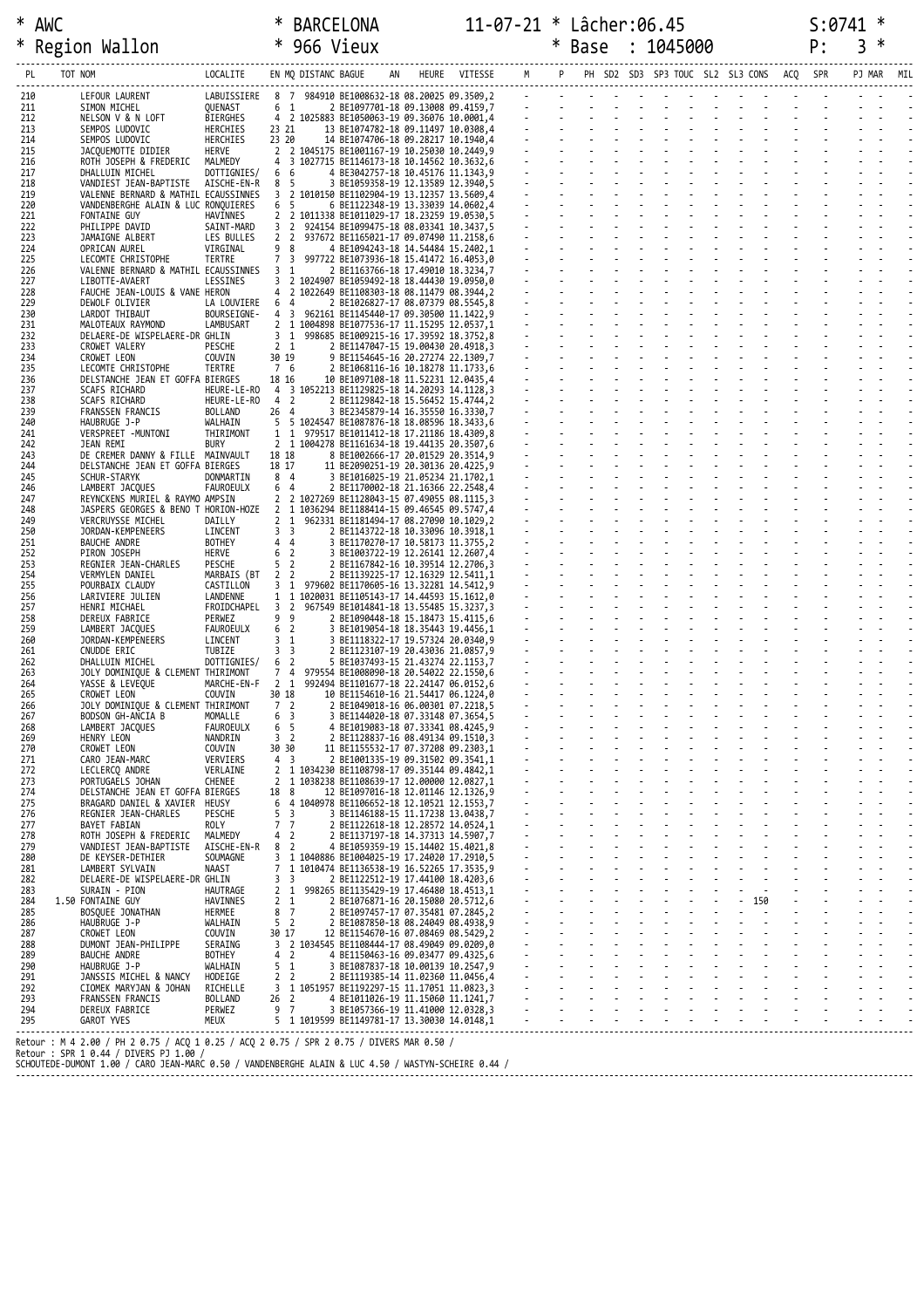\* AWC \* BARCELONA 11-07-21 \* Lâcher:06.45 S:0741 \*
\* Region Wallon \* 966 Vieux \* Base : 1045000 P: 3 \*

| PL | TOT | NOM | LOCALITE | EN | MQ | DISTANC | BAGUE | AN | HEURE | VITESSE | M | P | PH | SD2 | SD3 | SP3 | TOUC | SL2 | SL3 | CONS | ACQ | SPR | PJ | MAR | MIL |
|---|---|---|---|---|---|---|---|---|---|---|---|---|---|---|---|---|---|---|---|---|---|---|---|---|---|
| 210 | | LEFOUR LAURENT | LABUISSIERE | 8 | 7 | 984910 | BE1008632 | 18 | 08.20025 | 09.3509,2 | - | - | - | - | - | - | - | - | - | - | - | - | - | - | - |
| 211 | | SIMON MICHEL | QUENAST | 6 | 1 | 2 | BE1097701 | 18 | 09.13008 | 09.4159,7 | - | - | - | - | - | - | - | - | - | - | - | - | - | - | - |
| 212 | | NELSON V & N LOFT | BIERGHES | 4 | 2 | 1025883 | BE1050063 | 19 | 09.36076 | 10.0001,4 | - | - | - | - | - | - | - | - | - | - | - | - | - | - | - |
| 213 | | SEMPOS LUDOVIC | HERCHIES | 23 | 21 | 13 | BE1074782 | 18 | 09.11497 | 10.0308,4 | - | - | - | - | - | - | - | - | - | - | - | - | - | - | - |
| 214 | | SEMPOS LUDOVIC | HERCHIES | 23 | 20 | 14 | BE1074706 | 18 | 09.28217 | 10.1940,4 | - | - | - | - | - | - | - | - | - | - | - | - | - | - | - |
| 215 | | JACQUEMOTTE DIDIER | HERVE | 2 | 2 | 1045175 | BE1001167 | 19 | 10.25030 | 10.2449,9 | - | - | - | - | - | - | - | - | - | - | - | - | - | - | - |
| 216 | | ROTH JOSEPH & FREDERIC | MALMEDY | 4 | 3 | 1027715 | BE1146173 | 18 | 10.14562 | 10.3632,6 | - | - | - | - | - | - | - | - | - | - | - | - | - | - | - |
| 217 | | DHALLUIN MICHEL | DOTTIGNIES/ | 6 | 6 | 4 | BE3042757 | 18 | 10.45176 | 11.1343,9 | - | - | - | - | - | - | - | - | - | - | - | - | - | - | - |
| 218 | | VANDIEST JEAN-BAPTISTE | AISCHE-EN-R | 8 | 5 | 3 | BE1059358 | 19 | 12.13589 | 12.3940,5 | - | - | - | - | - | - | - | - | - | - | - | - | - | - | - |
| 219 | | VALENNE BERNARD & MATHIL | ECAUSSINNES | 3 | 2 | 1010150 | BE1102904 | 19 | 13.12357 | 13.5609,4 | - | - | - | - | - | - | - | - | - | - | - | - | - | - | - |
| 220 | | VANDENBERGHE ALAIN & LUC | RONQUIERES | 6 | 5 | 6 | BE1122348 | 19 | 13.33039 | 14.0602,4 | - | - | - | - | - | - | - | - | - | - | - | - | - | - | - |
| 221 | | FONTAINE GUY | HAVINNES | 2 | 2 | 1011338 | BE1011029 | 17 | 18.23259 | 19.0530,5 | - | - | - | - | - | - | - | - | - | - | - | - | - | - | - |
| 222 | | PHILIPPE DAVID | SAINT-MARD | 3 | 2 | 924154 | BE1099475 | 18 | 08.03341 | 10.3437,5 | - | - | - | - | - | - | - | - | - | - | - | - | - | - | - |
| 223 | | JAMAIGNE ALBERT | LES BULLES | 2 | 2 | 937672 | BE1165021 | 17 | 09.07490 | 11.2158,6 | - | - | - | - | - | - | - | - | - | - | - | - | - | - | - |
| 224 | | OPRICAN AUREL | VIRGINAL | 9 | 8 | 4 | BE1094243 | 18 | 14.54484 | 15.2402,1 | - | - | - | - | - | - | - | - | - | - | - | - | - | - | - |
| 225 | | LECOMTE CHRISTOPHE | TERTRE | 7 | 3 | 997722 | BE1073936 | 18 | 15.41472 | 16.4053,0 | - | - | - | - | - | - | - | - | - | - | - | - | - | - | - |
| 226 | | VALENNE BERNARD & MATHIL | ECAUSSINNES | 3 | 1 | 2 | BE1163766 | 18 | 17.49010 | 18.3234,7 | - | - | - | - | - | - | - | - | - | - | - | - | - | - | - |
| 227 | | LIBOTTE-AVAERT | LESSINES | 3 | 2 | 1024907 | BE1059492 | 18 | 18.44430 | 19.0950,0 | - | - | - | - | - | - | - | - | - | - | - | - | - | - | - |
| 228 | | FAUCHE JEAN-LOUIS & VANE | HERON | 4 | 2 | 1022649 | BE1108303 | 18 | 08.11479 | 08.3944,2 | - | - | - | - | - | - | - | - | - | - | - | - | - | - | - |
| 229 | | DEWOLF OLIVIER | LA LOUVIERE | 6 | 4 | 2 | BE1026827 | 17 | 08.07379 | 08.5545,8 | - | - | - | - | - | - | - | - | - | - | - | - | - | - | - |
| 230 | | LARDOT THIBAUT | BOURSEIGNE- | 4 | 3 | 962161 | BE1145440 | 17 | 09.30500 | 11.1422,9 | - | - | - | - | - | - | - | - | - | - | - | - | - | - | - |
| 231 | | MALOTEAUX RAYMOND | LAMBUSART | 2 | 1 | 1004898 | BE1077536 | 17 | 11.15295 | 12.0537,1 | - | - | - | - | - | - | - | - | - | - | - | - | - | - | - |
| 232 | | DELAERE-DE WISPELAERE-DR | GHLIN | 3 | 1 | 998685 | BE1009215 | 16 | 17.39592 | 18.3752,8 | - | - | - | - | - | - | - | - | - | - | - | - | - | - | - |
| 233 | | CROWET VALERY | PESCHE | 2 | 1 | 2 | BE1147047 | 15 | 19.00430 | 20.4918,3 | - | - | - | - | - | - | - | - | - | - | - | - | - | - | - |
| 234 | | CROWET LEON | COUVIN | 30 | 19 | 9 | BE1154645 | 16 | 20.27274 | 22.1309,7 | - | - | - | - | - | - | - | - | - | - | - | - | - | - | - |
| 235 | | LECOMTE CHRISTOPHE | TERTRE | 7 | 6 | 2 | BE1068116 | 16 | 10.18278 | 11.1733,6 | - | - | - | - | - | - | - | - | - | - | - | - | - | - | - |
| 236 | | DELSTANCHE JEAN ET GOFFA | BIERGES | 18 | 16 | 10 | BE1097108 | 18 | 11.52231 | 12.0435,4 | - | - | - | - | - | - | - | - | - | - | - | - | - | - | - |
| 237 | | SCAFS RICHARD | HEURE-LE-RO | 4 | 3 | 1052213 | BE1129825 | 18 | 14.20293 | 14.1128,3 | - | - | - | - | - | - | - | - | - | - | - | - | - | - | - |
| 238 | | SCAFS RICHARD | HEURE-LE-RO | 4 | 2 | 2 | BE1129842 | 18 | 15.56452 | 15.4744,2 | - | - | - | - | - | - | - | - | - | - | - | - | - | - | - |
| 239 | | FRANSSEN FRANCIS | BOLLAND | 26 | 4 | 3 | BE2345879 | 14 | 16.35550 | 16.3330,7 | - | - | - | - | - | - | - | - | - | - | - | - | - | - | - |
| 240 | | HAUBRUGE J-P | WALHAIN | 5 | 5 | 1024547 | BE1087876 | 18 | 18.08596 | 18.3433,6 | - | - | - | - | - | - | - | - | - | - | - | - | - | - | - |
| 241 | | VERSPREET -MUNTONI | THIRIMONT | 1 | 1 | 979517 | BE1011412 | 18 | 17.21186 | 18.4309,8 | - | - | - | - | - | - | - | - | - | - | - | - | - | - | - |
| 242 | | JEAN REMI | BURY | 2 | 1 | 1004278 | BE1161634 | 18 | 19.44135 | 20.3507,6 | - | - | - | - | - | - | - | - | - | - | - | - | - | - | - |
| 243 | | DE CREMER DANNY & FILLE | MAINVAULT | 18 | 18 | 8 | BE1002666 | 17 | 20.01529 | 20.3514,9 | - | - | - | - | - | - | - | - | - | - | - | - | - | - | - |
| 244 | | DELSTANCHE JEAN ET GOFFA | BIERGES | 18 | 17 | 11 | BE2090251 | 19 | 20.30136 | 20.4225,9 | - | - | - | - | - | - | - | - | - | - | - | - | - | - | - |
| 245 | | SCHUR-STARYK | DONMARTIN | 8 | 4 | 3 | BE1016025 | 19 | 21.05234 | 21.1702,1 | - | - | - | - | - | - | - | - | - | - | - | - | - | - | - |
| 246 | | LAMBERT JACQUES | FAUROEULX | 6 | 4 | 2 | BE1170002 | 18 | 21.16366 | 22.2548,4 | - | - | - | - | - | - | - | - | - | - | - | - | - | - | - |
| 247 | | REYNCKENS MURIEL & RAYMO | AMPSIN | 2 | 2 | 1027269 | BE1128043 | 15 | 07.49055 | 08.1115,3 | - | - | - | - | - | - | - | - | - | - | - | - | - | - | - |
| 248 | | JASPERS GEORGES & BENO T | HORION-HOZE | 2 | 1 | 1036294 | BE1188814 | 15 | 09.46545 | 09.5747,4 | - | - | - | - | - | - | - | - | - | - | - | - | - | - | - |
| 249 | | VERCRUYSSE MICHEL | DAILLY | 2 | 1 | 962331 | BE1181494 | 17 | 08.27090 | 10.1029,2 | - | - | - | - | - | - | - | - | - | - | - | - | - | - | - |
| 250 | | JORDAN-KEMPENEERS | LINCENT | 3 | 3 | 2 | BE1143722 | 18 | 10.33096 | 10.3918,1 | - | - | - | - | - | - | - | - | - | - | - | - | - | - | - |
| 251 | | BAUCHE ANDRE | BOTHEY | 4 | 4 | 3 | BE1170270 | 17 | 10.58173 | 11.3755,2 | - | - | - | - | - | - | - | - | - | - | - | - | - | - | - |
| 252 | | PIRON JOSEPH | HERVE | 6 | 2 | 3 | BE1003722 | 19 | 12.26141 | 12.2607,4 | - | - | - | - | - | - | - | - | - | - | - | - | - | - | - |
| 253 | | REGNIER JEAN-CHARLES | PESCHE | 5 | 2 | 2 | BE1167842 | 16 | 10.39514 | 12.2706,3 | - | - | - | - | - | - | - | - | - | - | - | - | - | - | - |
| 254 | | VERMYLEN DANIEL | MARBAIS (BT | 2 | 2 | 2 | BE1139225 | 17 | 12.16329 | 12.5411,1 | - | - | - | - | - | - | - | - | - | - | - | - | - | - | - |
| 255 | | POURBAIX CLAUDY | CASTILLON | 3 | 1 | 979602 | BE1170605 | 16 | 13.32281 | 14.5412,9 | - | - | - | - | - | - | - | - | - | - | - | - | - | - | - |
| 256 | | LARIVIERE JULIEN | LANDENNE | 1 | 1 | 1020031 | BE1105143 | 17 | 14.44593 | 15.1612,0 | - | - | - | - | - | - | - | - | - | - | - | - | - | - | - |
| 257 | | HENRI MICHAEL | FROIDCHAPEL | 3 | 2 | 967549 | BE1014841 | 18 | 13.55485 | 15.3237,3 | - | - | - | - | - | - | - | - | - | - | - | - | - | - | - |
| 258 | | DEREUX FABRICE | PERWEZ | 9 | 9 | 2 | BE1090448 | 18 | 15.18473 | 15.4115,6 | - | - | - | - | - | - | - | - | - | - | - | - | - | - | - |
| 259 | | LAMBERT JACQUES | FAUROEULX | 6 | 2 | 3 | BE1019054 | 18 | 18.35443 | 19.4456,1 | - | - | - | - | - | - | - | - | - | - | - | - | - | - | - |
| 260 | | JORDAN-KEMPENEERS | LINCENT | 3 | 1 | 3 | BE1118322 | 17 | 19.57324 | 20.0340,9 | - | - | - | - | - | - | - | - | - | - | - | - | - | - | - |
| 261 | | CNUDDE ERIC | TUBIZE | 3 | 3 | 2 | BE1123107 | 19 | 20.43036 | 21.0857,9 | - | - | - | - | - | - | - | - | - | - | - | - | - | - | - |
| 262 | | DHALLUIN MICHEL | DOTTIGNIES/ | 6 | 2 | 5 | BE1037493 | 15 | 21.43274 | 22.1153,7 | - | - | - | - | - | - | - | - | - | - | - | - | - | - | - |
| 263 | | JOLY DOMINIQUE & CLEMENT | THIRIMONT | 7 | 4 | 979554 | BE1008090 | 18 | 20.54022 | 22.1550,6 | - | - | - | - | - | - | - | - | - | - | - | - | - | - | - |
| 264 | | YASSE & LEVEQUE | MARCHE-EN-F | 2 | 1 | 992494 | BE1101677 | 18 | 22.24147 | 06.0152,6 | - | - | - | - | - | - | - | - | - | - | - | - | - | - | - |
| 265 | | CROWET LEON | COUVIN | 30 | 18 | 10 | BE1154610 | 16 | 21.54417 | 06.1224,0 | - | - | - | - | - | - | - | - | - | - | - | - | - | - | - |
| 266 | | JOLY DOMINIQUE & CLEMENT | THIRIMONT | 7 | 2 | 2 | BE1049018 | 16 | 06.00301 | 07.2218,5 | - | - | - | - | - | - | - | - | - | - | - | - | - | - | - |
| 267 | | BODSON GH-ANCIA B | MOMALLE | 6 | 3 | 3 | BE1144020 | 18 | 07.33148 | 07.3654,5 | - | - | - | - | - | - | - | - | - | - | - | - | - | - | - |
| 268 | | LAMBERT JACQUES | FAUROEULX | 6 | 5 | 4 | BE1019083 | 18 | 07.33341 | 08.4245,9 | - | - | - | - | - | - | - | - | - | - | - | - | - | - | - |
| 269 | | HENRY LEON | NANDRIN | 3 | 2 | 2 | BE1128837 | 16 | 08.49134 | 09.1510,3 | - | - | - | - | - | - | - | - | - | - | - | - | - | - | - |
| 270 | | CROWET LEON | COUVIN | 30 | 30 | 11 | BE1155532 | 17 | 07.37208 | 09.2303,1 | - | - | - | - | - | - | - | - | - | - | - | - | - | - | - |
| 271 | | CARO JEAN-MARC | VERVIERS | 4 | 3 | 2 | BE1001335 | 19 | 09.31502 | 09.3541,1 | - | - | - | - | - | - | - | - | - | - | - | - | - | - | - |
| 272 | | LECLERCQ ANDRE | VERLAINE | 2 | 1 | 1034230 | BE1108798 | 17 | 09.35144 | 09.4842,1 | - | - | - | - | - | - | - | - | - | - | - | - | - | - | - |
| 273 | | PORTUGAELS JOHAN | CHENEE | 2 | 1 | 1038238 | BE1108639 | 17 | 12.00000 | 12.0827,1 | - | - | - | - | - | - | - | - | - | - | - | - | - | - | - |
| 274 | | DELSTANCHE JEAN ET GOFFA | BIERGES | 18 | 8 | 12 | BE1097016 | 18 | 12.01146 | 12.1326,9 | - | - | - | - | - | - | - | - | - | - | - | - | - | - | - |
| 275 | | BRAGARD DANIEL & XAVIER | HEUSY | 6 | 4 | 1040978 | BE1106652 | 18 | 12.10521 | 12.1553,7 | - | - | - | - | - | - | - | - | - | - | - | - | - | - | - |
| 276 | | REGNIER JEAN-CHARLES | PESCHE | 5 | 3 | 3 | BE1146188 | 15 | 11.17238 | 13.0438,7 | - | - | - | - | - | - | - | - | - | - | - | - | - | - | - |
| 277 | | BAYET FABIAN | ROLY | 7 | 7 | 2 | BE1122618 | 18 | 12.28572 | 14.0524,1 | - | - | - | - | - | - | - | - | - | - | - | - | - | - | - |
| 278 | | ROTH JOSEPH & FREDERIC | MALMEDY | 4 | 2 | 2 | BE1137197 | 18 | 14.37313 | 14.5907,7 | - | - | - | - | - | - | - | - | - | - | - | - | - | - | - |
| 279 | | VANDIEST JEAN-BAPTISTE | AISCHE-EN-R | 8 | 2 | 4 | BE1059359 | 19 | 15.14402 | 15.4021,8 | - | - | - | - | - | - | - | - | - | - | - | - | - | - | - |
| 280 | | DE KEYSER-DETHIER | SOUMAGNE | 3 | 1 | 1040886 | BE1004025 | 19 | 17.24020 | 17.2910,5 | - | - | - | - | - | - | - | - | - | - | - | - | - | - | - |
| 281 | | LAMBERT SYLVAIN | NAAST | 7 | 1 | 1010474 | BE1136538 | 19 | 16.52265 | 17.3535,9 | - | - | - | - | - | - | - | - | - | - | - | - | - | - | - |
| 282 | | DELAERE-DE WISPELAERE-DR | GHLIN | 3 | 3 | 2 | BE1122512 | 19 | 17.44100 | 18.4203,6 | - | - | - | - | - | - | - | - | - | - | - | - | - | - | - |
| 283 | | SURAIN - PION | HAUTRAGE | 2 | 1 | 998265 | BE1135429 | 19 | 17.46480 | 18.4513,1 | - | - | - | - | - | - | - | - | - | - | - | - | - | - | - |
| 284 | 1.50 | FONTAINE GUY | HAVINNES | 2 | 1 | 2 | BE1076871 | 16 | 20.15080 | 20.5712,6 | - | - | - | - | - | - | - | - | - | 150 | - | - | - | - | - |
| 285 | | BOSQUEE JONATHAN | HERMEE | 8 | 7 | 2 | BE1097457 | 17 | 07.35481 | 07.2845,2 | - | - | - | - | - | - | - | - | - | - | - | - | - | - | - |
| 286 | | HAUBRUGE J-P | WALHAIN | 5 | 2 | 2 | BE1087850 | 18 | 08.24049 | 08.4938,9 | - | - | - | - | - | - | - | - | - | - | - | - | - | - | - |
| 287 | | CROWET LEON | COUVIN | 30 | 17 | 12 | BE1154670 | 16 | 07.08469 | 08.5429,2 | - | - | - | - | - | - | - | - | - | - | - | - | - | - | - |
| 288 | | DUMONT JEAN-PHILIPPE | SERAING | 3 | 2 | 1034545 | BE1108444 | 17 | 08.49049 | 09.0209,0 | - | - | - | - | - | - | - | - | - | - | - | - | - | - | - |
| 289 | | BAUCHE ANDRE | BOTHEY | 4 | 2 | 4 | BE1150463 | 16 | 09.03477 | 09.4325,6 | - | - | - | - | - | - | - | - | - | - | - | - | - | - | - |
| 290 | | HAUBRUGE J-P | WALHAIN | 5 | 1 | 3 | BE1087837 | 18 | 10.00139 | 10.2547,9 | - | - | - | - | - | - | - | - | - | - | - | - | - | - | - |
| 291 | | JANSSIS MICHEL & NANCY | HODEIGE | 2 | 2 | 2 | BE1119385 | 14 | 11.02360 | 11.0456,4 | - | - | - | - | - | - | - | - | - | - | - | - | - | - | - |
| 292 | | CIOMEK MARYJAN & JOHAN | RICHELLE | 3 | 1 | 1051957 | BE1192297 | 15 | 11.17051 | 11.0823,3 | - | - | - | - | - | - | - | - | - | - | - | - | - | - | - |
| 293 | | FRANSSEN FRANCIS | BOLLAND | 26 | 2 | 4 | BE1011026 | 19 | 11.15060 | 11.1241,7 | - | - | - | - | - | - | - | - | - | - | - | - | - | - | - |
| 294 | | DEREUX FABRICE | PERWEZ | 9 | 7 | 3 | BE1057366 | 19 | 11.41000 | 12.0328,3 | - | - | - | - | - | - | - | - | - | - | - | - | - | - | - |
| 295 | | GAROT YVES | MEUX | 5 | 1 | 1019599 | BE1149781 | 17 | 13.30030 | 14.0148,1 | - | - | - | - | - | - | - | - | - | - | - | - | - | - | - |

Retour : M 4 2.00 / PH 2 0.75 / ACQ 1 0.25 / ACQ 2 0.75 / SPR 2 0.75 / DIVERS MAR 0.50 /
Retour : SPR 1 0.44 / DIVERS PJ 1.00 /
SCHOUTEDE-DUMONT 1.00 / CARO JEAN-MARC 0.50 / VANDENBERGHE ALAIN & LUC 4.50 / WASTYN-SCHEIRE 0.44 /